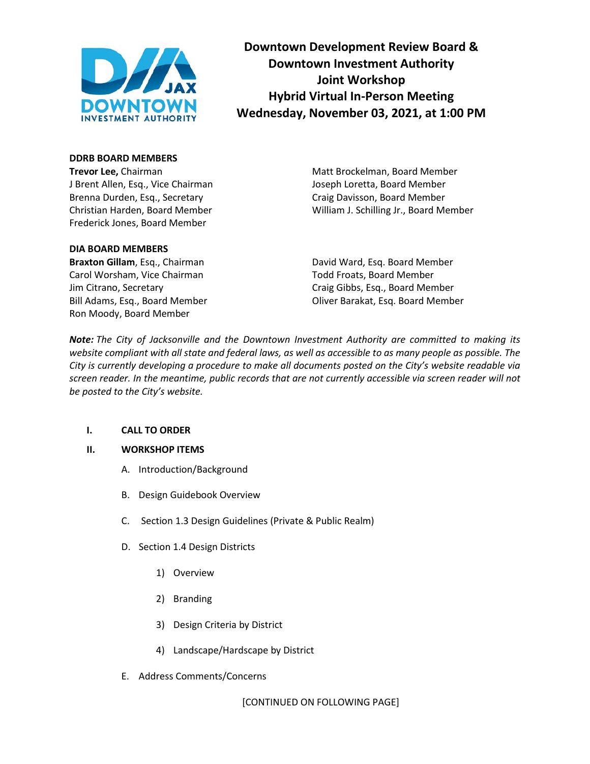# Downtown Development Review Board & Downtown Investment Authority Joint Workshop Hybrid Virtual In-Person Meeting Wednesday, November 03, 2021, at 1:00 PM

**DDRB BOARD MEMBERS**

**Trevor Lee,** Chairman
J Brent Allen, Esq., Vice Chairman
Brenna Durden, Esq., Secretary
Christian Harden, Board Member
Frederick Jones, Board Member
Matt Brockelman, Board Member
Joseph Loretta, Board Member
Craig Davisson, Board Member
William J. Schilling Jr., Board Member

**DIA BOARD MEMBERS**

**Braxton Gillam**, Esq., Chairman
Carol Worsham, Vice Chairman
Jim Citrano, Secretary
Bill Adams, Esq., Board Member
Ron Moody, Board Member
David Ward, Esq. Board Member
Todd Froats, Board Member
Craig Gibbs, Esq., Board Member
Oliver Barakat, Esq. Board Member

***Note:*** *The City of Jacksonville and the Downtown Investment Authority are committed to making its website compliant with all state and federal laws, as well as accessible to as many people as possible. The City is currently developing a procedure to make all documents posted on the City's website readable via screen reader. In the meantime, public records that are not currently accessible via screen reader will not be posted to the City's website.*

**I. CALL TO ORDER**

**II. WORKSHOP ITEMS**

A. Introduction/Background

B. Design Guidebook Overview

C. Section 1.3 Design Guidelines (Private & Public Realm)

D. Section 1.4 Design Districts

1) Overview

2) Branding

3) Design Criteria by District

4) Landscape/Hardscape by District

E. Address Comments/Concerns

[CONTINUED ON FOLLOWING PAGE]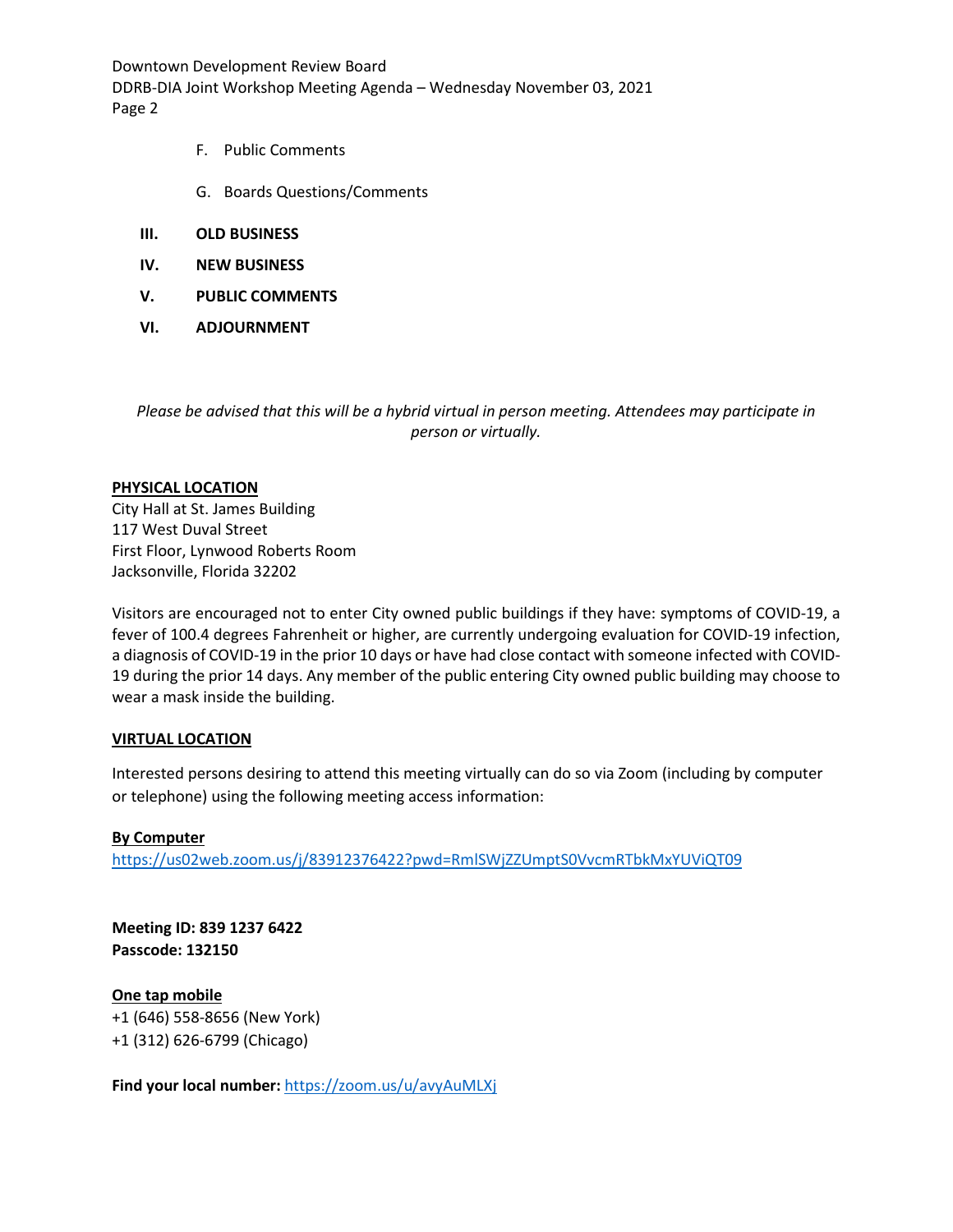F. Public Comments

G. Boards Questions/Comments

**III. OLD BUSINESS**

**IV. NEW BUSINESS**

**V. PUBLIC COMMENTS**

**VI. ADJOURNMENT**

*Please be advised that this will be a hybrid virtual in person meeting. Attendees may participate in person or virtually.*

**PHYSICAL LOCATION**

City Hall at St. James Building
117 West Duval Street
First Floor, Lynwood Roberts Room
Jacksonville, Florida 32202

Visitors are encouraged not to enter City owned public buildings if they have: symptoms of COVID-19, a fever of 100.4 degrees Fahrenheit or higher, are currently undergoing evaluation for COVID-19 infection, a diagnosis of COVID-19 in the prior 10 days or have had close contact with someone infected with COVID-19 during the prior 14 days. Any member of the public entering City owned public building may choose to wear a mask inside the building.

**VIRTUAL LOCATION**

Interested persons desiring to attend this meeting virtually can do so via Zoom (including by computer or telephone) using the following meeting access information:

**By Computer**

https://us02web.zoom.us/j/83912376422?pwd=RmlSWjZZUmptS0VvcmRTbkMxYUViQT09

**Meeting ID: 839 1237 6422**
**Passcode: 132150**

**One tap mobile**

+1 (646) 558-8656 (New York)
+1 (312) 626-6799 (Chicago)

**Find your local number:** https://zoom.us/u/avyAuMLXj